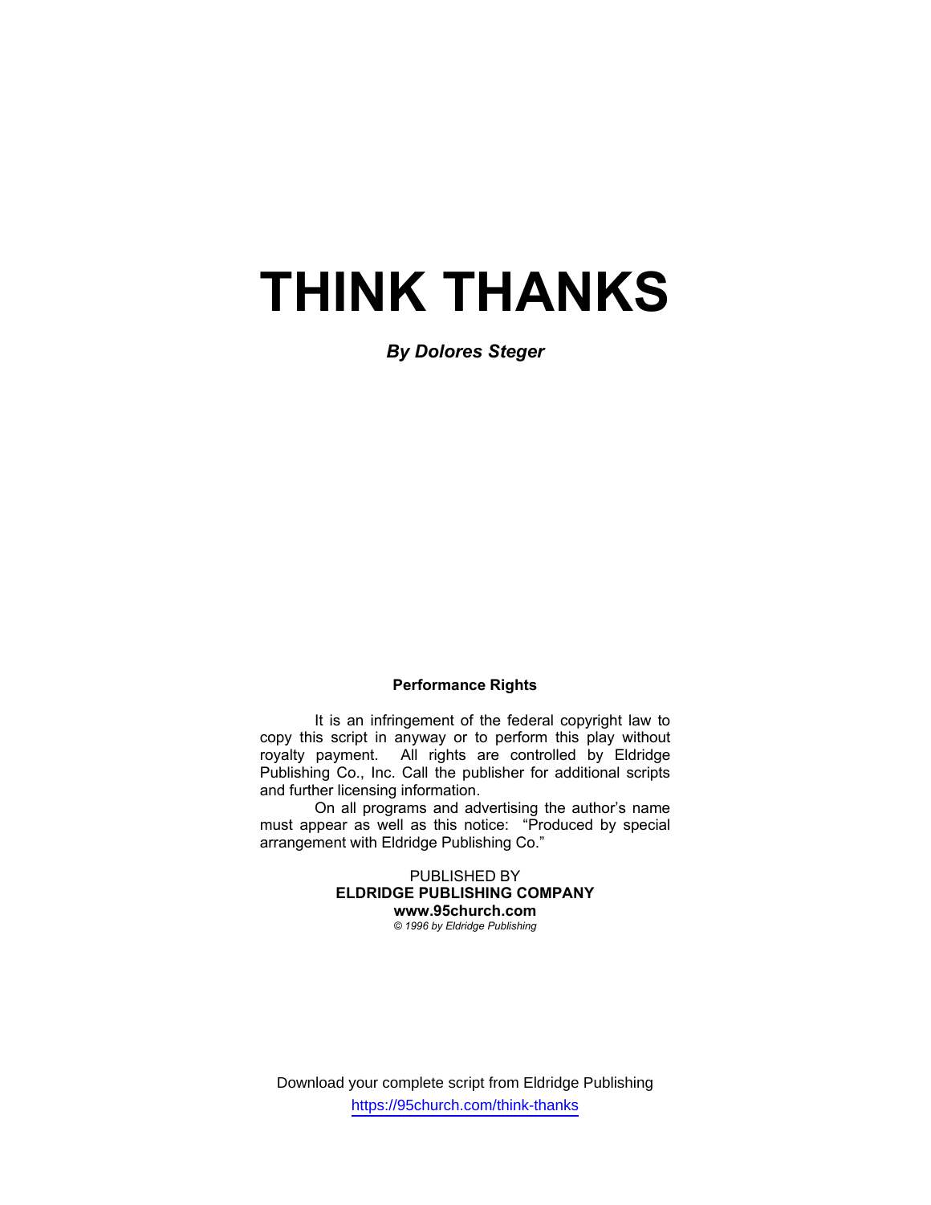# THINK THANKS

***By Dolores Steger***

**Performance Rights**

It is an infringement of the federal copyright law to copy this script in anyway or to perform this play without royalty payment. All rights are controlled by Eldridge Publishing Co., Inc. Call the publisher for additional scripts and further licensing information.

On all programs and advertising the author's name must appear as well as this notice: "Produced by special arrangement with Eldridge Publishing Co."

PUBLISHED BY
**ELDRIDGE PUBLISHING COMPANY**
**www.95church.com**
*© 1996 by Eldridge Publishing*

Download your complete script from Eldridge Publishing
https://95church.com/think-thanks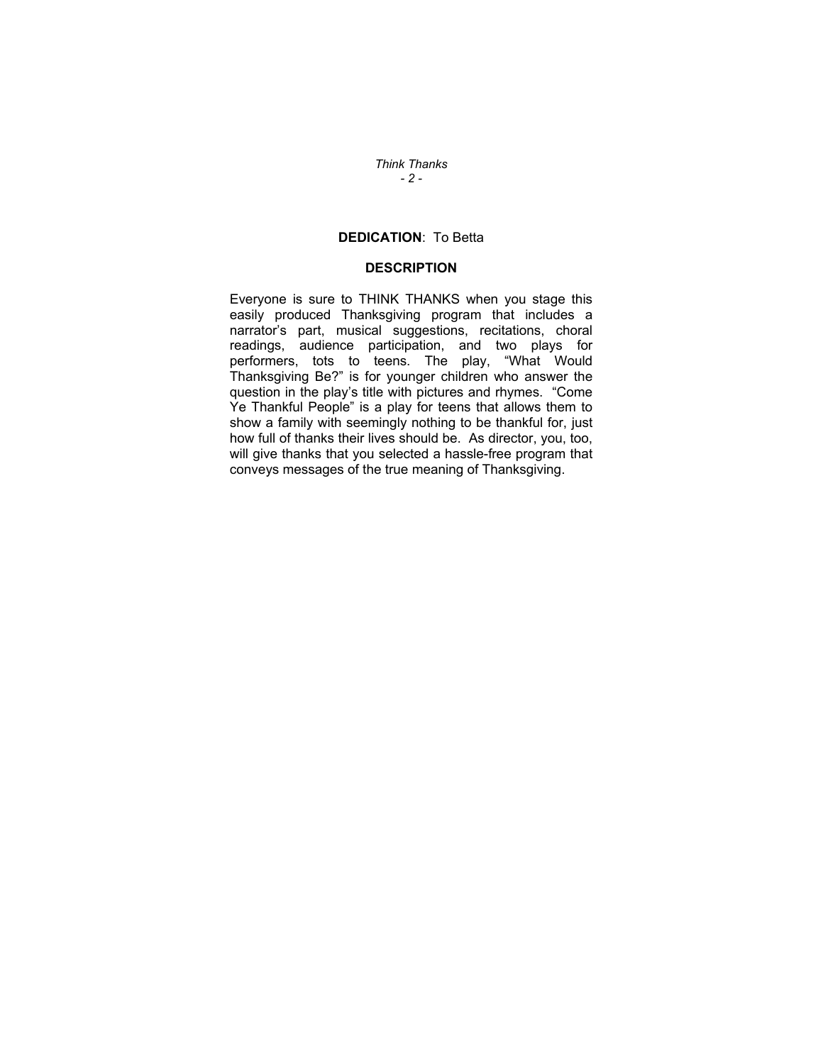**DEDICATION**: To Betta

## DESCRIPTION

Everyone is sure to THINK THANKS when you stage this easily produced Thanksgiving program that includes a narrator's part, musical suggestions, recitations, choral readings, audience participation, and two plays for performers, tots to teens. The play, "What Would Thanksgiving Be?" is for younger children who answer the question in the play's title with pictures and rhymes. "Come Ye Thankful People" is a play for teens that allows them to show a family with seemingly nothing to be thankful for, just how full of thanks their lives should be. As director, you, too, will give thanks that you selected a hassle-free program that conveys messages of the true meaning of Thanksgiving.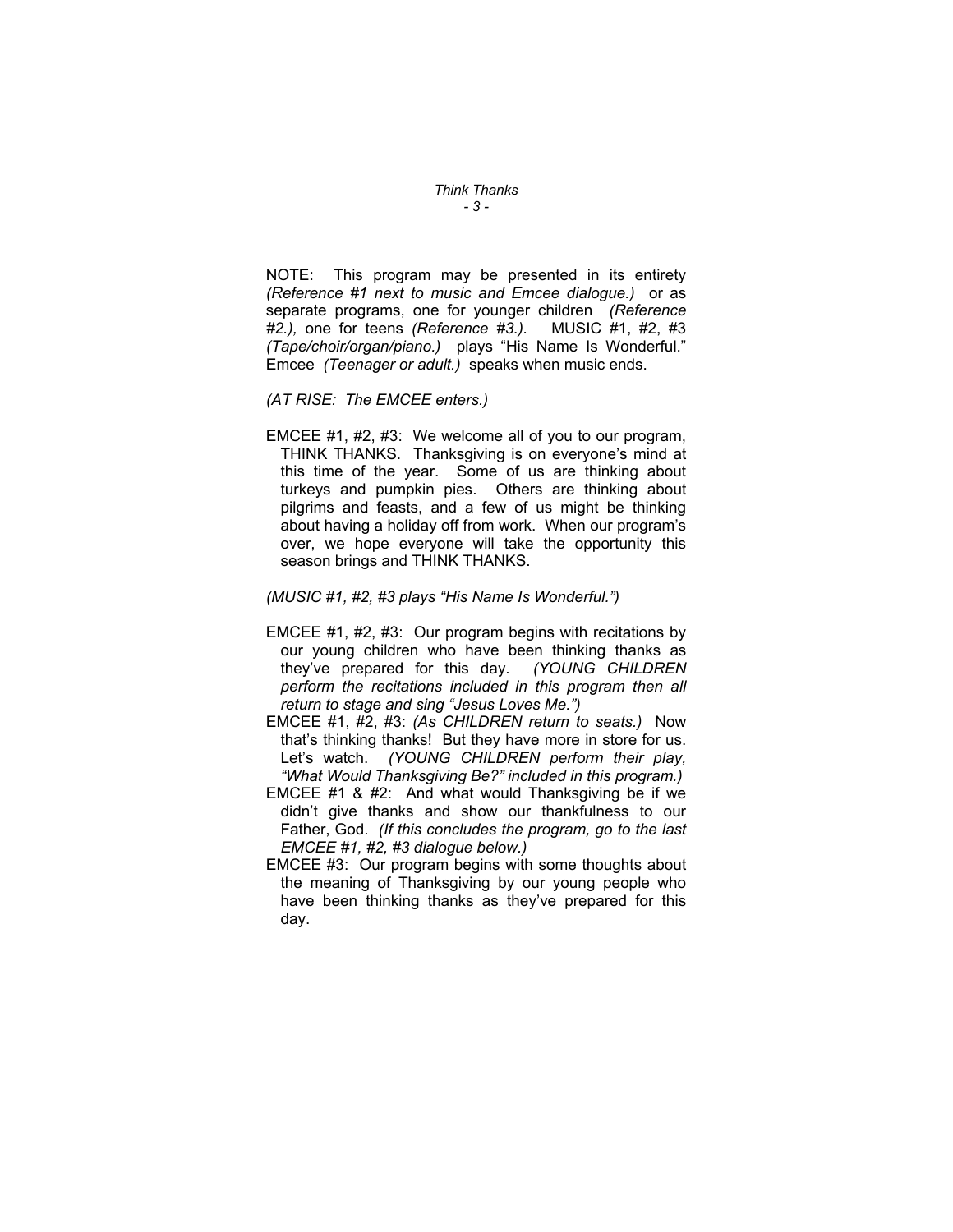NOTE: This program may be presented in its entirety *(Reference #1 next to music and Emcee dialogue.)* or as separate programs, one for younger children *(Reference #2.),* one for teens *(Reference #3.).* MUSIC #1, #2, #3 *(Tape/choir/organ/piano.)* plays "His Name Is Wonderful." Emcee *(Teenager or adult.)* speaks when music ends.

*(AT RISE: The EMCEE enters.)*

EMCEE #1, #2, #3: We welcome all of you to our program, THINK THANKS. Thanksgiving is on everyone's mind at this time of the year. Some of us are thinking about turkeys and pumpkin pies. Others are thinking about pilgrims and feasts, and a few of us might be thinking about having a holiday off from work. When our program's over, we hope everyone will take the opportunity this season brings and THINK THANKS.

*(MUSIC #1, #2, #3 plays "His Name Is Wonderful.")*

EMCEE #1, #2, #3: Our program begins with recitations by our young children who have been thinking thanks as they've prepared for this day. *(YOUNG CHILDREN perform the recitations included in this program then all return to stage and sing "Jesus Loves Me.")*

EMCEE #1, #2, #3: *(As CHILDREN return to seats.)* Now that's thinking thanks! But they have more in store for us. Let's watch. *(YOUNG CHILDREN perform their play, "What Would Thanksgiving Be?" included in this program.)*

EMCEE #1 & #2: And what would Thanksgiving be if we didn't give thanks and show our thankfulness to our Father, God. *(If this concludes the program, go to the last EMCEE #1, #2, #3 dialogue below.)*

EMCEE #3: Our program begins with some thoughts about the meaning of Thanksgiving by our young people who have been thinking thanks as they've prepared for this day.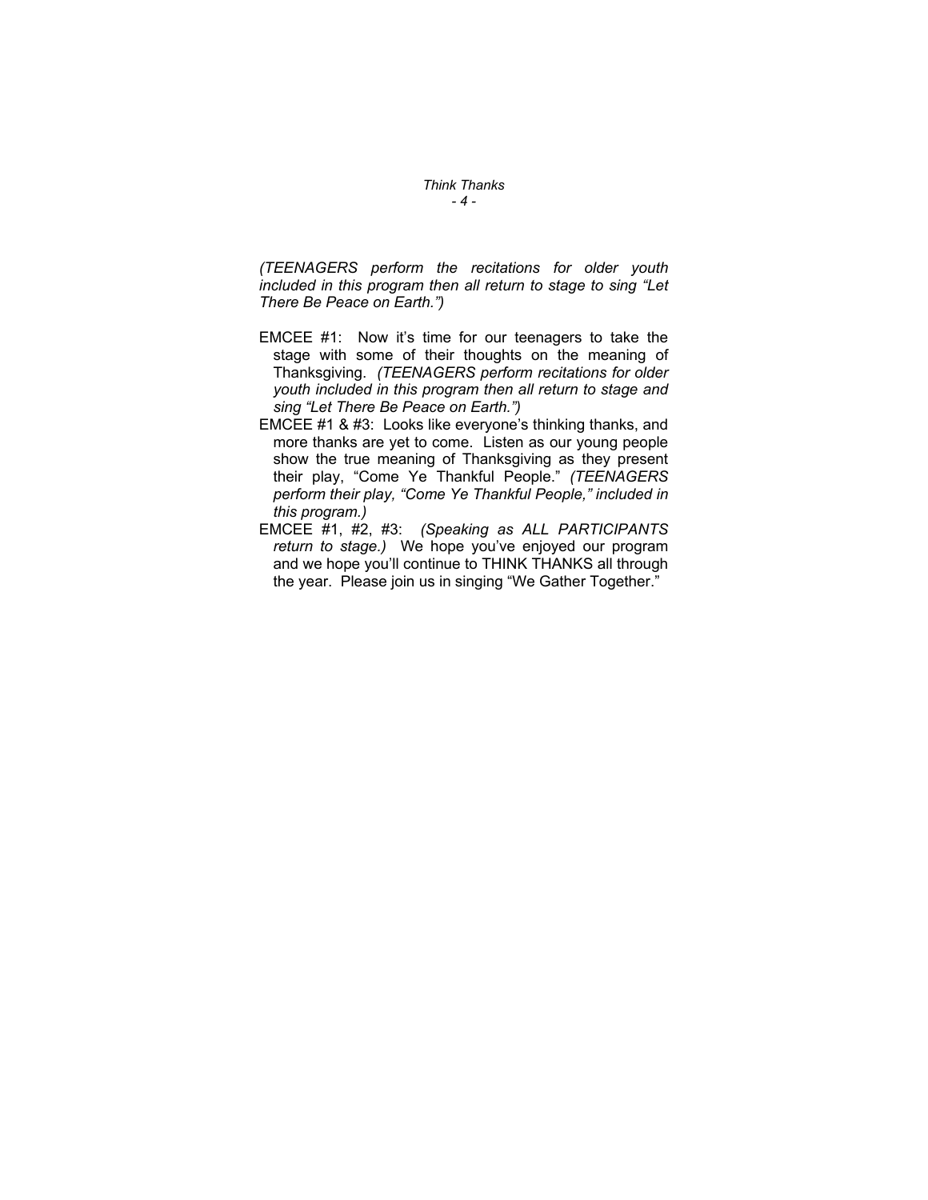*(TEENAGERS perform the recitations for older youth included in this program then all return to stage to sing "Let There Be Peace on Earth.")*

EMCEE #1: Now it's time for our teenagers to take the stage with some of their thoughts on the meaning of Thanksgiving. *(TEENAGERS perform recitations for older youth included in this program then all return to stage and sing "Let There Be Peace on Earth.")*

EMCEE #1 & #3: Looks like everyone's thinking thanks, and more thanks are yet to come. Listen as our young people show the true meaning of Thanksgiving as they present their play, "Come Ye Thankful People." *(TEENAGERS perform their play, "Come Ye Thankful People," included in this program.)*

EMCEE #1, #2, #3: *(Speaking as ALL PARTICIPANTS return to stage.)* We hope you've enjoyed our program and we hope you'll continue to THINK THANKS all through the year. Please join us in singing "We Gather Together."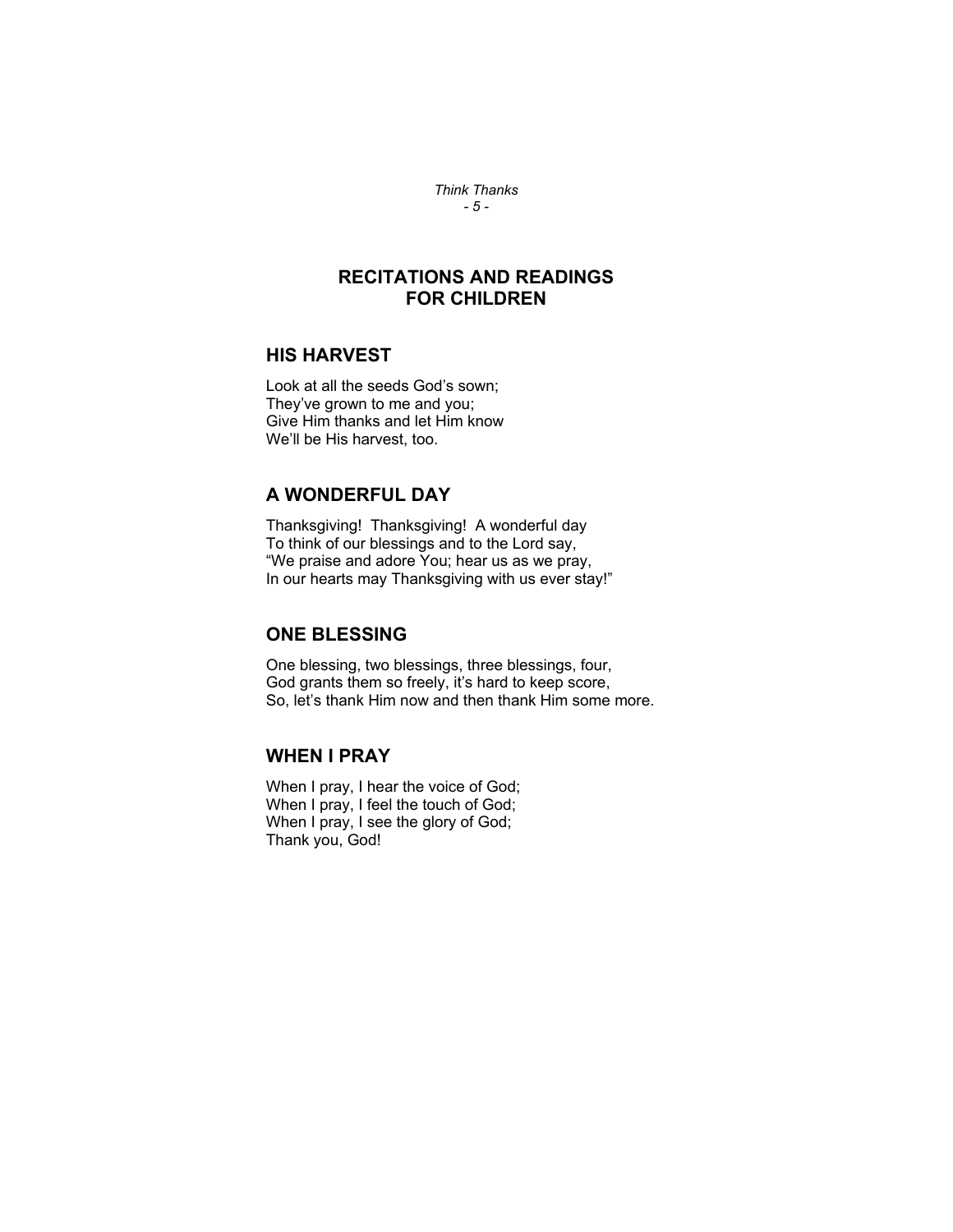## RECITATIONS AND READINGS FOR CHILDREN

### HIS HARVEST

Look at all the seeds God's sown;
They've grown to me and you;
Give Him thanks and let Him know
We'll be His harvest, too.

### A WONDERFUL DAY

Thanksgiving! Thanksgiving! A wonderful day
To think of our blessings and to the Lord say,
"We praise and adore You; hear us as we pray,
In our hearts may Thanksgiving with us ever stay!"

### ONE BLESSING

One blessing, two blessings, three blessings, four,
God grants them so freely, it's hard to keep score,
So, let's thank Him now and then thank Him some more.

### WHEN I PRAY

When I pray, I hear the voice of God;
When I pray, I feel the touch of God;
When I pray, I see the glory of God;
Thank you, God!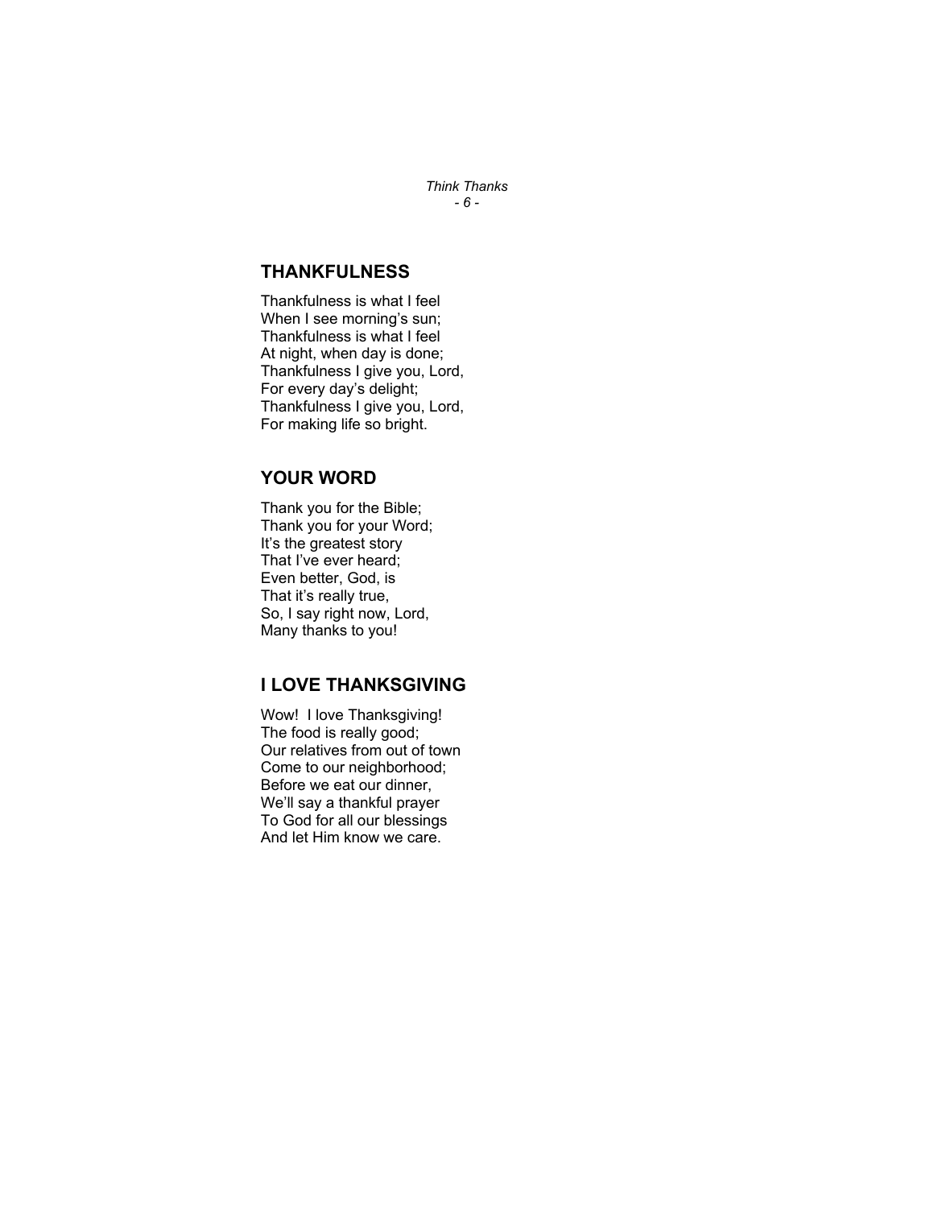## THANKFULNESS

Thankfulness is what I feel  
When I see morning's sun;  
Thankfulness is what I feel  
At night, when day is done;  
Thankfulness I give you, Lord,  
For every day's delight;  
Thankfulness I give you, Lord,  
For making life so bright.

## YOUR WORD

Thank you for the Bible;  
Thank you for your Word;  
It's the greatest story  
That I've ever heard;  
Even better, God, is  
That it's really true,  
So, I say right now, Lord,  
Many thanks to you!

## I LOVE THANKSGIVING

Wow! I love Thanksgiving!  
The food is really good;  
Our relatives from out of town  
Come to our neighborhood;  
Before we eat our dinner,  
We'll say a thankful prayer  
To God for all our blessings  
And let Him know we care.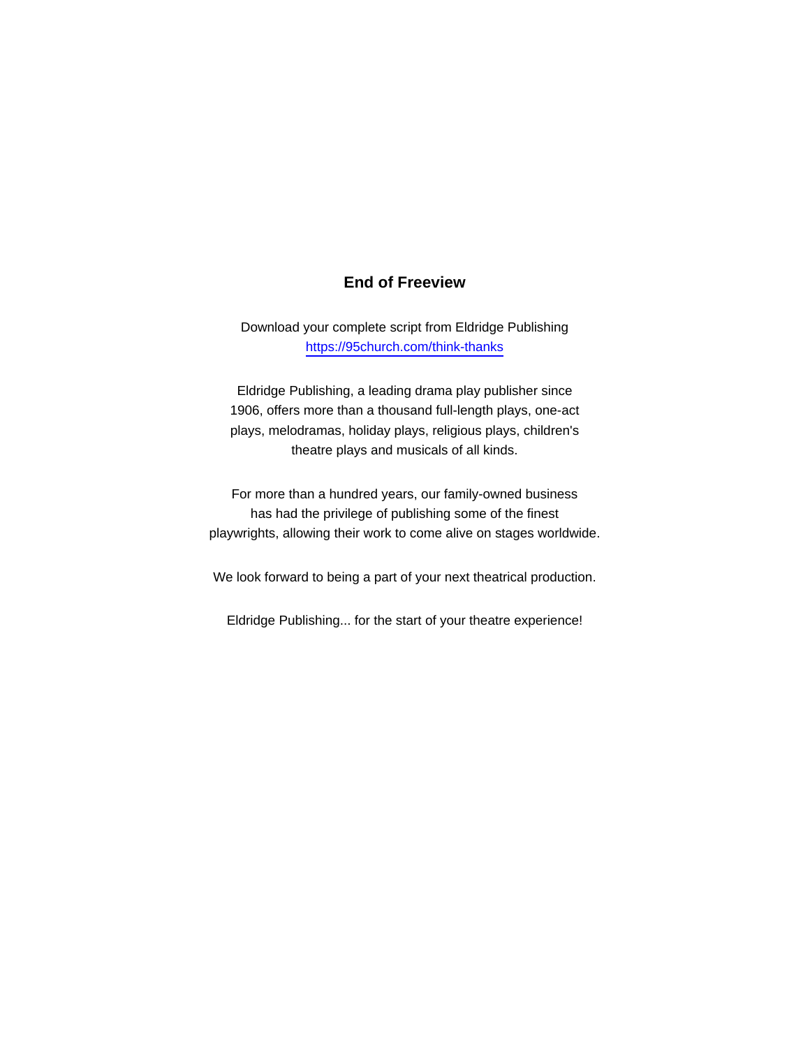## End of Freeview

Download your complete script from Eldridge Publishing
[https://95church.com/think-thanks](https://95church.com/think-thanks)

Eldridge Publishing, a leading drama play publisher since 1906, offers more than a thousand full-length plays, one-act plays, melodramas, holiday plays, religious plays, children's theatre plays and musicals of all kinds.

For more than a hundred years, our family-owned business has had the privilege of publishing some of the finest playwrights, allowing their work to come alive on stages worldwide.

We look forward to being a part of your next theatrical production.

Eldridge Publishing... for the start of your theatre experience!